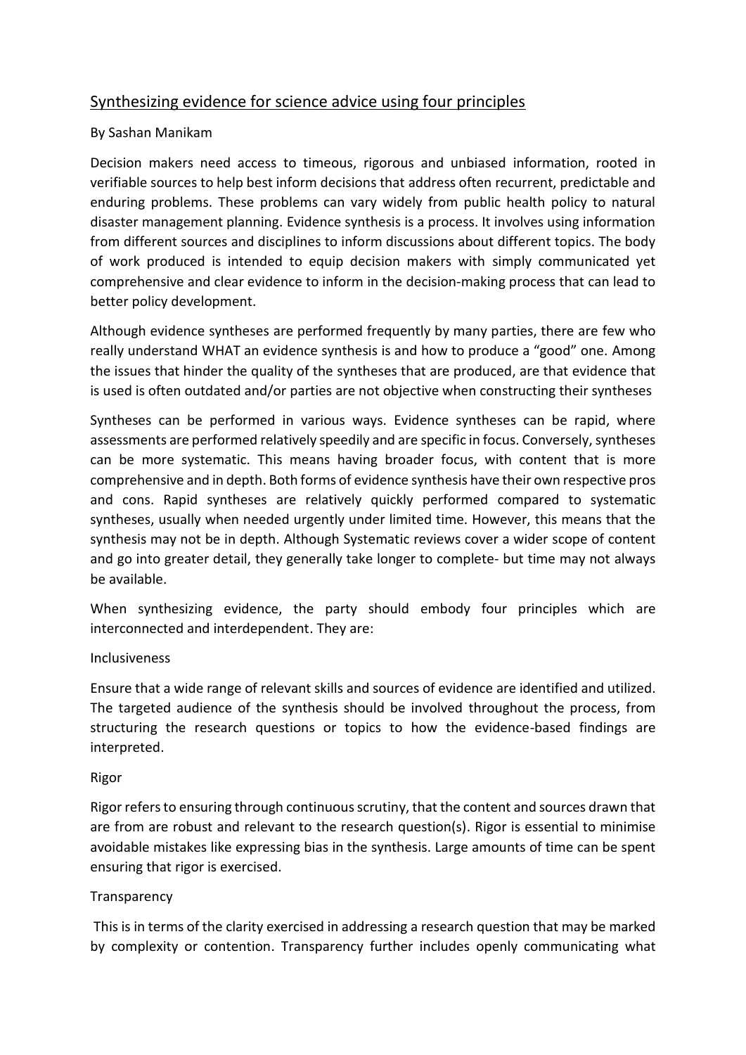# Synthesizing evidence for science advice using four principles

By Sashan Manikam

Decision makers need access to timeous, rigorous and unbiased information, rooted in verifiable sources to help best inform decisions that address often recurrent, predictable and enduring problems. These problems can vary widely from public health policy to natural disaster management planning. Evidence synthesis is a process. It involves using information from different sources and disciplines to inform discussions about different topics. The body of work produced is intended to equip decision makers with simply communicated yet comprehensive and clear evidence to inform in the decision-making process that can lead to better policy development.

Although evidence syntheses are performed frequently by many parties, there are few who really understand WHAT an evidence synthesis is and how to produce a "good" one. Among the issues that hinder the quality of the syntheses that are produced, are that evidence that is used is often outdated and/or parties are not objective when constructing their syntheses

Syntheses can be performed in various ways. Evidence syntheses can be rapid, where assessments are performed relatively speedily and are specific in focus. Conversely, syntheses can be more systematic. This means having broader focus, with content that is more comprehensive and in depth. Both forms of evidence synthesis have their own respective pros and cons. Rapid syntheses are relatively quickly performed compared to systematic syntheses, usually when needed urgently under limited time. However, this means that the synthesis may not be in depth. Although Systematic reviews cover a wider scope of content and go into greater detail, they generally take longer to complete- but time may not always be available.

When synthesizing evidence, the party should embody four principles which are interconnected and interdependent. They are:

## Inclusiveness

Ensure that a wide range of relevant skills and sources of evidence are identified and utilized. The targeted audience of the synthesis should be involved throughout the process, from structuring the research questions or topics to how the evidence-based findings are interpreted.

## Rigor

Rigor refers to ensuring through continuous scrutiny, that the content and sources drawn that are from are robust and relevant to the research question(s). Rigor is essential to minimise avoidable mistakes like expressing bias in the synthesis. Large amounts of time can be spent ensuring that rigor is exercised.

## Transparency

This is in terms of the clarity exercised in addressing a research question that may be marked by complexity or contention. Transparency further includes openly communicating what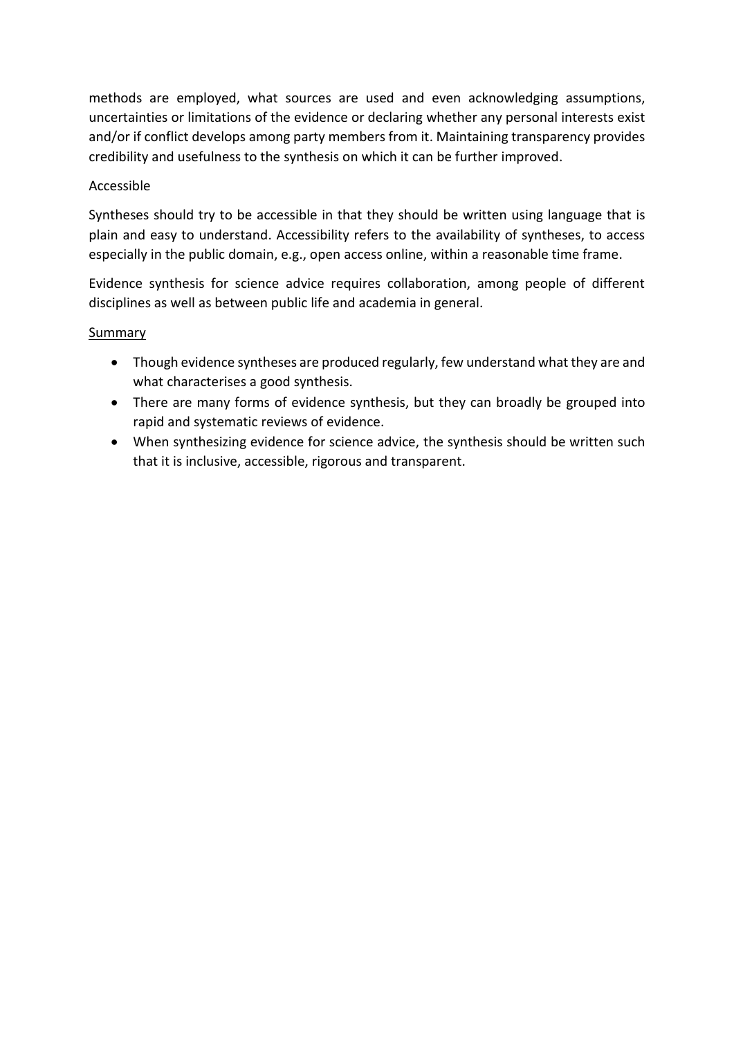methods are employed, what sources are used and even acknowledging assumptions, uncertainties or limitations of the evidence or declaring whether any personal interests exist and/or if conflict develops among party members from it. Maintaining transparency provides credibility and usefulness to the synthesis on which it can be further improved.

Accessible

Syntheses should try to be accessible in that they should be written using language that is plain and easy to understand. Accessibility refers to the availability of syntheses, to access especially in the public domain, e.g., open access online, within a reasonable time frame.

Evidence synthesis for science advice requires collaboration, among people of different disciplines as well as between public life and academia in general.

<u>Summary</u>

- Though evidence syntheses are produced regularly, few understand what they are and what characterises a good synthesis.
- There are many forms of evidence synthesis, but they can broadly be grouped into rapid and systematic reviews of evidence.
- When synthesizing evidence for science advice, the synthesis should be written such that it is inclusive, accessible, rigorous and transparent.